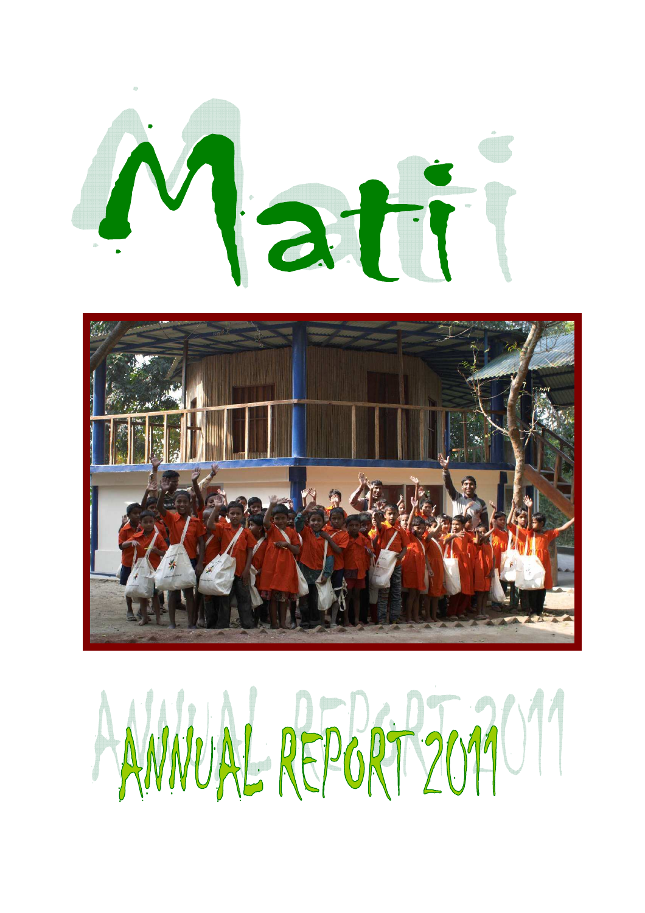# Mati

# ANNUAL REPORT 2011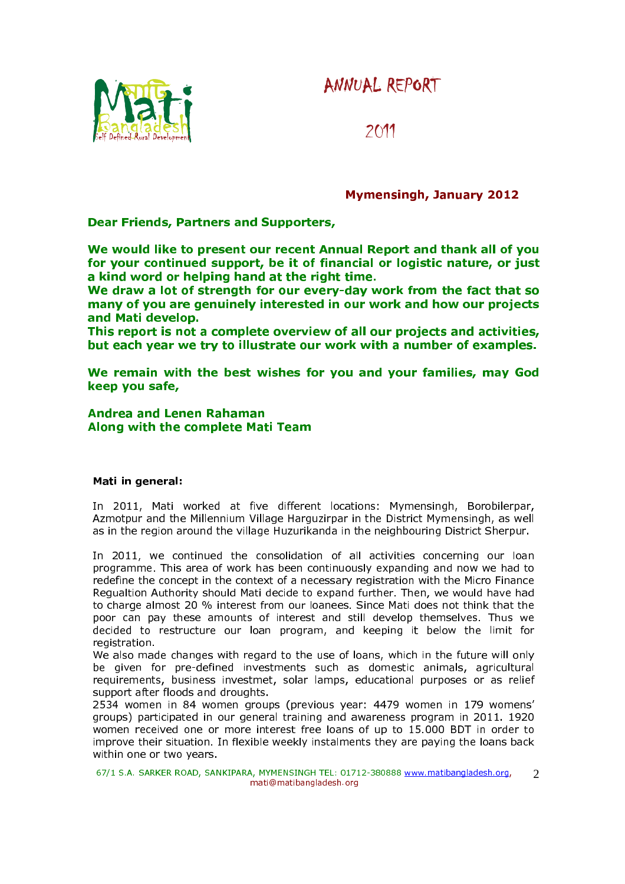# ANNUAL REPORT

# 2011

**Mymensingh, January 2012**

**Dear Friends, Partners and Supporters,**

**We would like to present our recent Annual Report and thank all of you for your continued support, be it of financial or logistic nature, or just a kind word or helping hand at the right time.**
**We draw a lot of strength for our every-day work from the fact that so many of you are genuinely interested in our work and how our projects and Mati develop.**
**This report is not a complete overview of all our projects and activities, but each year we try to illustrate our work with a number of examples.**

**We remain with the best wishes for you and your families, may God keep you safe,**

**Andrea and Lenen Rahaman**
**Along with the complete Mati Team**

**Mati in general:**

In 2011, Mati worked at five different locations: Mymensingh, Borobilerpar, Azmotpur and the Millennium Village Harguzirpar in the District Mymensingh, as well as in the region around the village Huzurikanda in the neighbouring District Sherpur.

In 2011, we continued the consolidation of all activities concerning our loan programme. This area of work has been continuously expanding and now we had to redefine the concept in the context of a necessary registration with the Micro Finance Regualtion Authority should Mati decide to expand further. Then, we would have had to charge almost 20 % interest from our loanees. Since Mati does not think that the poor can pay these amounts of interest and still develop themselves. Thus we decided to restructure our loan program, and keeping it below the limit for registration.
We also made changes with regard to the use of loans, which in the future will only be given for pre-defined investments such as domestic animals, agricultural requirements, business investmet, solar lamps, educational purposes or as relief support after floods and droughts.
2534 women in 84 women groups (previous year: 4479 women in 179 womens' groups) participated in our general training and awareness program in 2011. 1920 women received one or more interest free loans of up to 15.000 BDT in order to improve their situation. In flexible weekly instalments they are paying the loans back within one or two years.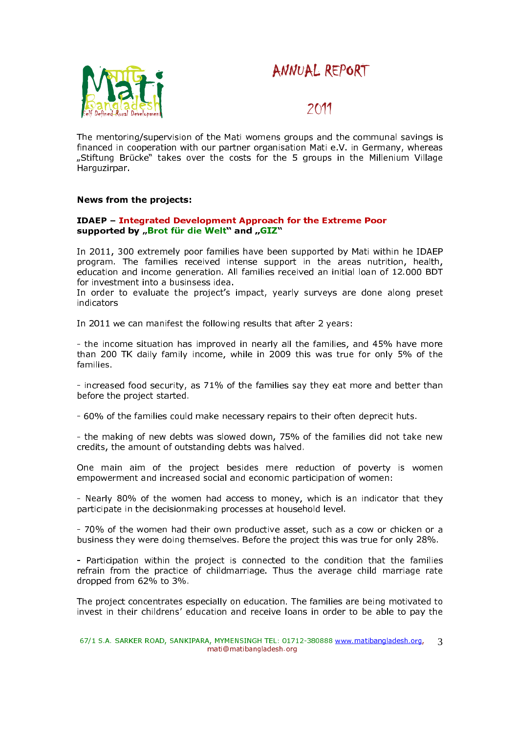The mentoring/supervision of the Mati womens groups and the communal savings is financed in cooperation with our partner organisation Mati e.V. in Germany, whereas „Stiftung Brücke" takes over the costs for the 5 groups in the Millenium Village Harguzirpar.

**News from the projects:**

**IDAEP – Integrated Development Approach for the Extreme Poor supported by „Brot für die Welt" and „GIZ"**

In 2011, 300 extremely poor families have been supported by Mati within he IDAEP program. The families received intense support in the areas nutrition, health, education and income generation. All families received an initial loan of 12.000 BDT for investment into a businsess idea.
In order to evaluate the project's impact, yearly surveys are done along preset indicators

In 2011 we can manifest the following results that after 2 years:

- the income situation has improved in nearly all the families, and 45% have more than 200 TK daily family income, while in 2009 this was true for only 5% of the families.

- increased food security, as 71% of the families say they eat more and better than before the project started.

- 60% of the families could make necessary repairs to their often deprecit huts.

- the making of new debts was slowed down, 75% of the families did not take new credits, the amount of outstanding debts was halved.

One main aim of the project besides mere reduction of poverty is women empowerment and increased social and economic participation of women:

- Nearly 80% of the women had access to money, which is an indicator that they participate in the decisionmaking processes at household level.

- 70% of the women had their own productive asset, such as a cow or chicken or a business they were doing themselves. Before the project this was true for only 28%.

- Participation within the project is connected to the condition that the families refrain from the practice of childmarriage. Thus the average child marriage rate dropped from 62% to 3%.

The project concentrates especially on education. The families are being motivated to invest in their childrens' education and receive loans in order to be able to pay the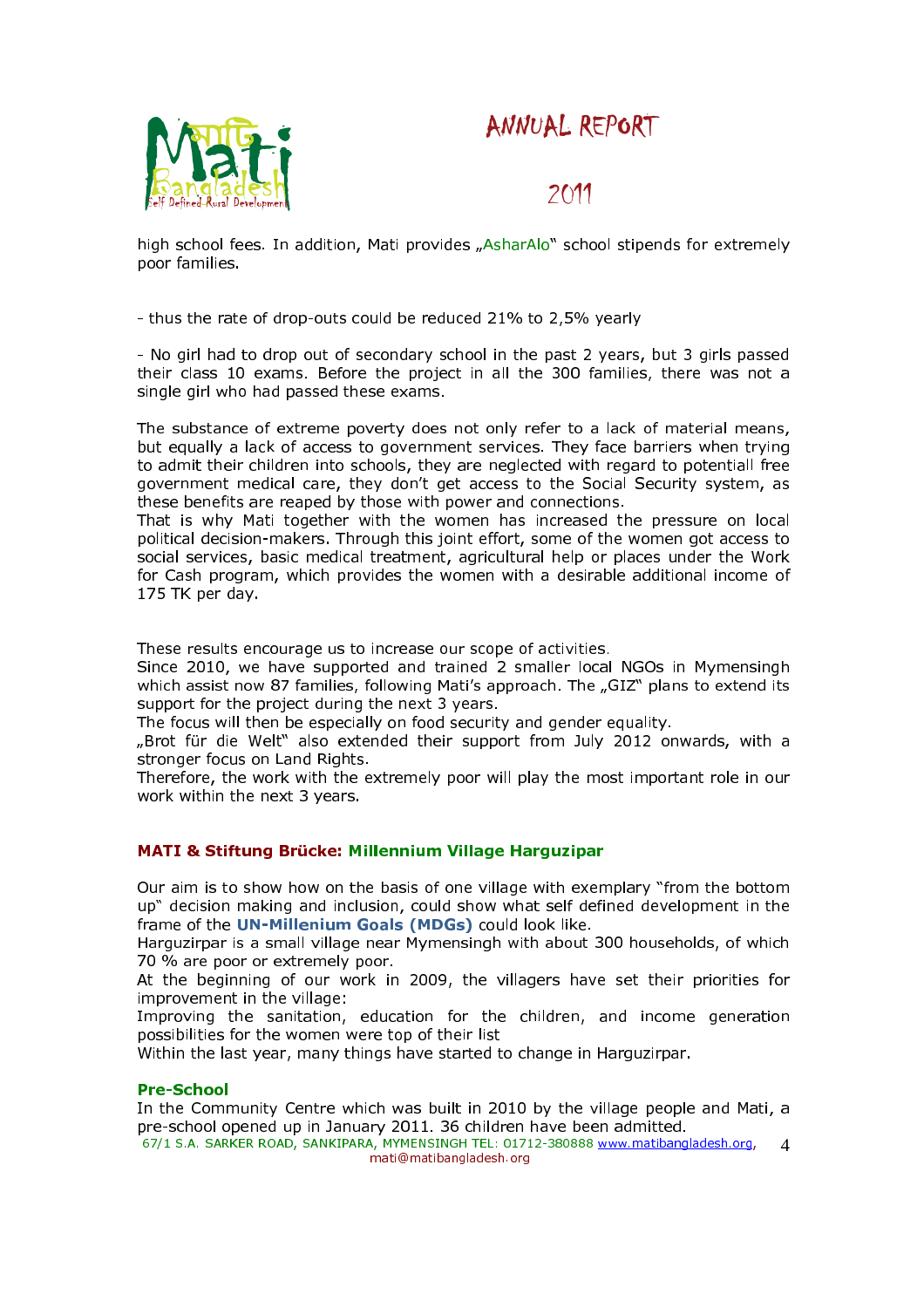high school fees. In addition, Mati provides „AsharAlo" school stipends for extremely poor families.

- thus the rate of drop-outs could be reduced 21% to 2,5% yearly

- No girl had to drop out of secondary school in the past 2 years, but 3 girls passed their class 10 exams. Before the project in all the 300 families, there was not a single girl who had passed these exams.

The substance of extreme poverty does not only refer to a lack of material means, but equally a lack of access to government services. They face barriers when trying to admit their children into schools, they are neglected with regard to potentiall free government medical care, they don't get access to the Social Security system, as these benefits are reaped by those with power and connections.
That is why Mati together with the women has increased the pressure on local political decision-makers. Through this joint effort, some of the women got access to social services, basic medical treatment, agricultural help or places under the Work for Cash program, which provides the women with a desirable additional income of 175 TK per day.

These results encourage us to increase our scope of activities.
Since 2010, we have supported and trained 2 smaller local NGOs in Mymensingh which assist now 87 families, following Mati's approach. The „GIZ" plans to extend its support for the project during the next 3 years.
The focus will then be especially on food security and gender equality.
„Brot für die Welt" also extended their support from July 2012 onwards, with a stronger focus on Land Rights.
Therefore, the work with the extremely poor will play the most important role in our work within the next 3 years.

### MATI & Stiftung Brücke: Millennium Village Harguzipar

Our aim is to show how on the basis of one village with exemplary "from the bottom up" decision making and inclusion, could show what self defined development in the frame of the **UN-Millenium Goals (MDGs)** could look like.
Harguzirpar is a small village near Mymensingh with about 300 households, of which 70 % are poor or extremely poor.
At the beginning of our work in 2009, the villagers have set their priorities for improvement in the village:
Improving the sanitation, education for the children, and income generation possibilities for the women were top of their list
Within the last year, many things have started to change in Harguzirpar.

#### Pre-School

In the Community Centre which was built in 2010 by the village people and Mati, a pre-school opened up in January 2011. 36 children have been admitted.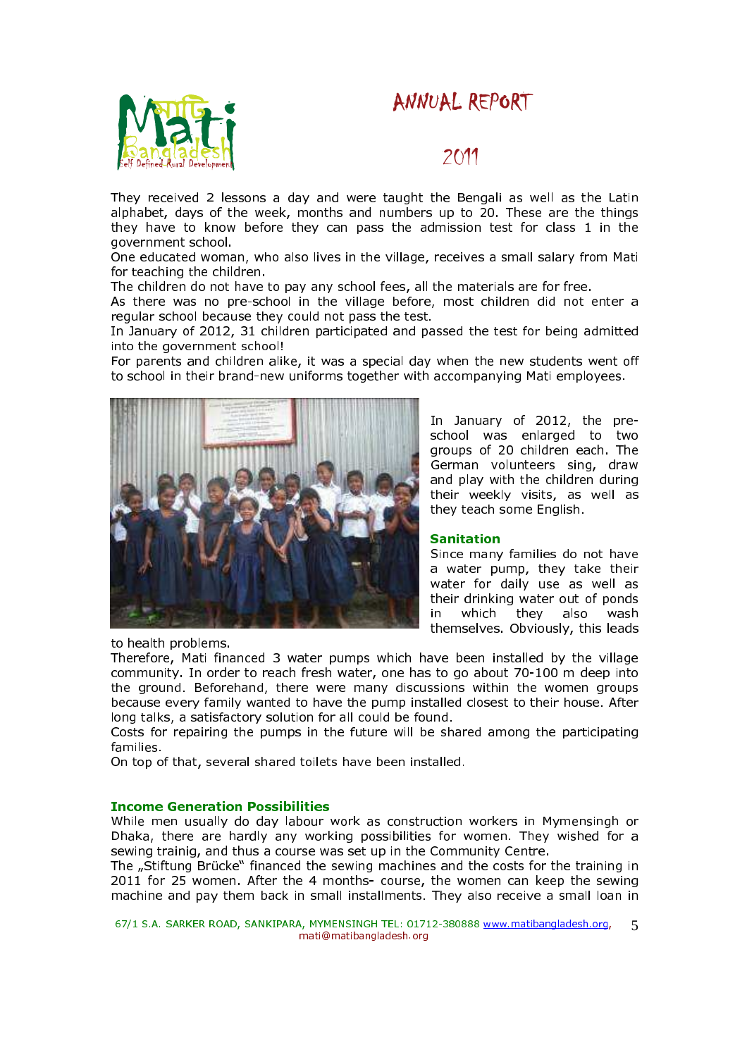They received 2 lessons a day and were taught the Bengali as well as the Latin alphabet, days of the week, months and numbers up to 20. These are the things they have to know before they can pass the admission test for class 1 in the government school.

One educated woman, who also lives in the village, receives a small salary from Mati for teaching the children.

The children do not have to pay any school fees, all the materials are for free.

As there was no pre-school in the village before, most children did not enter a regular school because they could not pass the test.

In January of 2012, 31 children participated and passed the test for being admitted into the government school!

For parents and children alike, it was a special day when the new students went off to school in their brand-new uniforms together with accompanying Mati employees.

In January of 2012, the pre-school was enlarged to two groups of 20 children each. The German volunteers sing, draw and play with the children during their weekly visits, as well as they teach some English.

## Sanitation

Since many families do not have a water pump, they take their water for daily use as well as their drinking water out of ponds in which they also wash themselves. Obviously, this leads to health problems.

Therefore, Mati financed 3 water pumps which have been installed by the village community. In order to reach fresh water, one has to go about 70-100 m deep into the ground. Beforehand, there were many discussions within the women groups because every family wanted to have the pump installed closest to their house. After long talks, a satisfactory solution for all could be found.

Costs for repairing the pumps in the future will be shared among the participating families.

On top of that, several shared toilets have been installed.

## Income Generation Possibilities

While men usually do day labour work as construction workers in Mymensingh or Dhaka, there are hardly any working possibilities for women. They wished for a sewing trainig, and thus a course was set up in the Community Centre.

The „Stiftung Brücke" financed the sewing machines and the costs for the training in 2011 for 25 women. After the 4 months- course, the women can keep the sewing machine and pay them back in small installments. They also receive a small loan in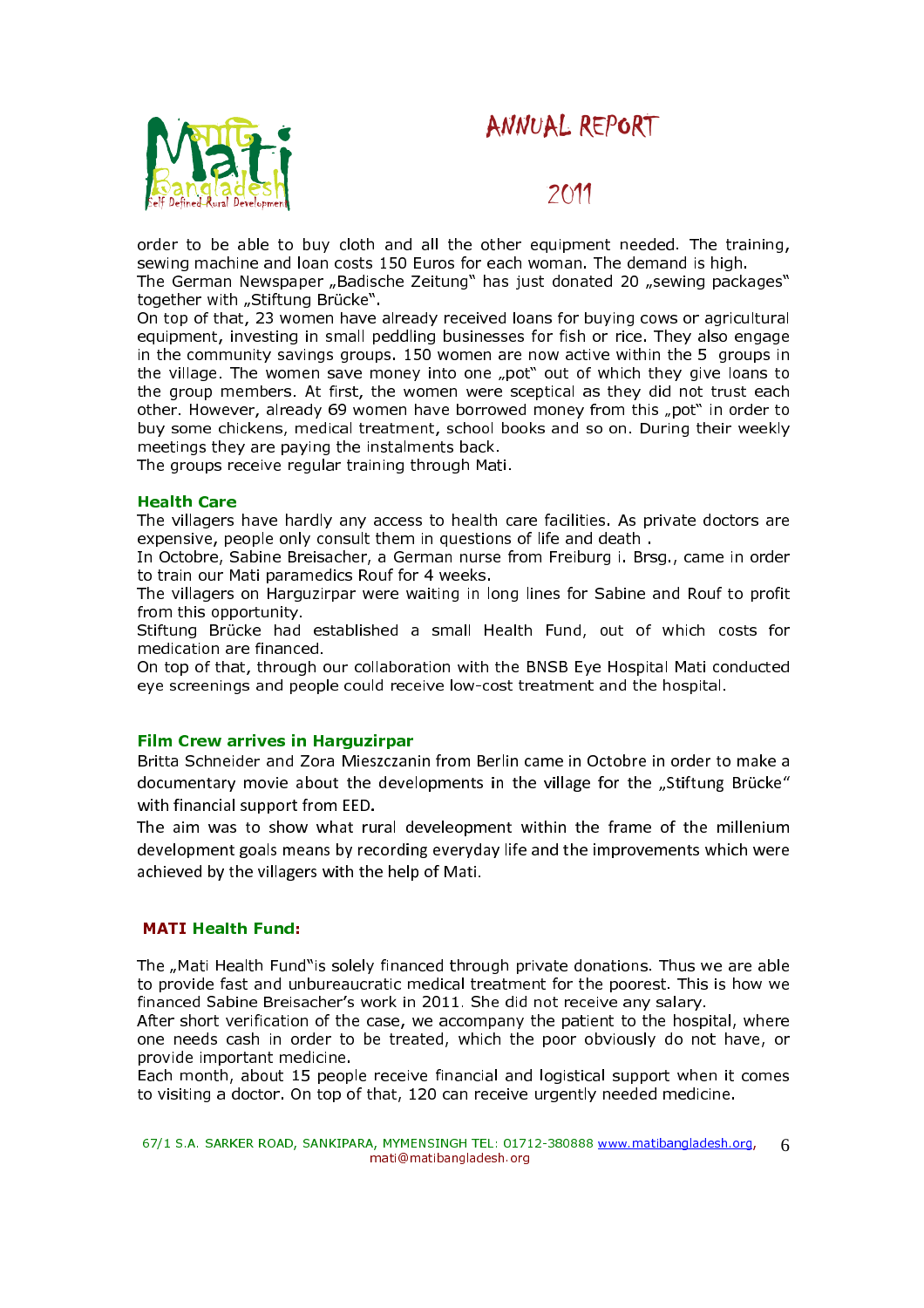order to be able to buy cloth and all the other equipment needed. The training, sewing machine and loan costs 150 Euros for each woman. The demand is high.
The German Newspaper „Badische Zeitung" has just donated 20 „sewing packages" together with „Stiftung Brücke".
On top of that, 23 women have already received loans for buying cows or agricultural equipment, investing in small peddling businesses for fish or rice. They also engage in the community savings groups. 150 women are now active within the 5 groups in the village. The women save money into one „pot" out of which they give loans to the group members. At first, the women were sceptical as they did not trust each other. However, already 69 women have borrowed money from this „pot" in order to buy some chickens, medical treatment, school books and so on. During their weekly meetings they are paying the instalments back.
The groups receive regular training through Mati.

### Health Care

The villagers have hardly any access to health care facilities. As private doctors are expensive, people only consult them in questions of life and death .
In Octobre, Sabine Breisacher, a German nurse from Freiburg i. Brsg., came in order to train our Mati paramedics Rouf for 4 weeks.
The villagers on Harguzirpar were waiting in long lines for Sabine and Rouf to profit from this opportunity.
Stiftung Brücke had established a small Health Fund, out of which costs for medication are financed.
On top of that, through our collaboration with the BNSB Eye Hospital Mati conducted eye screenings and people could receive low-cost treatment and the hospital.

### Film Crew arrives in Harguzirpar

Britta Schneider and Zora Mieszczanin from Berlin came in Octobre in order to make a documentary movie about the developments in the village for the „Stiftung Brücke" with financial support from EED.
The aim was to show what rural develeopment within the frame of the millenium development goals means by recording everyday life and the improvements which were achieved by the villagers with the help of Mati.

### MATI Health Fund:

The „Mati Health Fund"is solely financed through private donations. Thus we are able to provide fast and unbureaucratic medical treatment for the poorest. This is how we financed Sabine Breisacher's work in 2011. She did not receive any salary.
After short verification of the case, we accompany the patient to the hospital, where one needs cash in order to be treated, which the poor obviously do not have, or provide important medicine.
Each month, about 15 people receive financial and logistical support when it comes to visiting a doctor. On top of that, 120 can receive urgently needed medicine.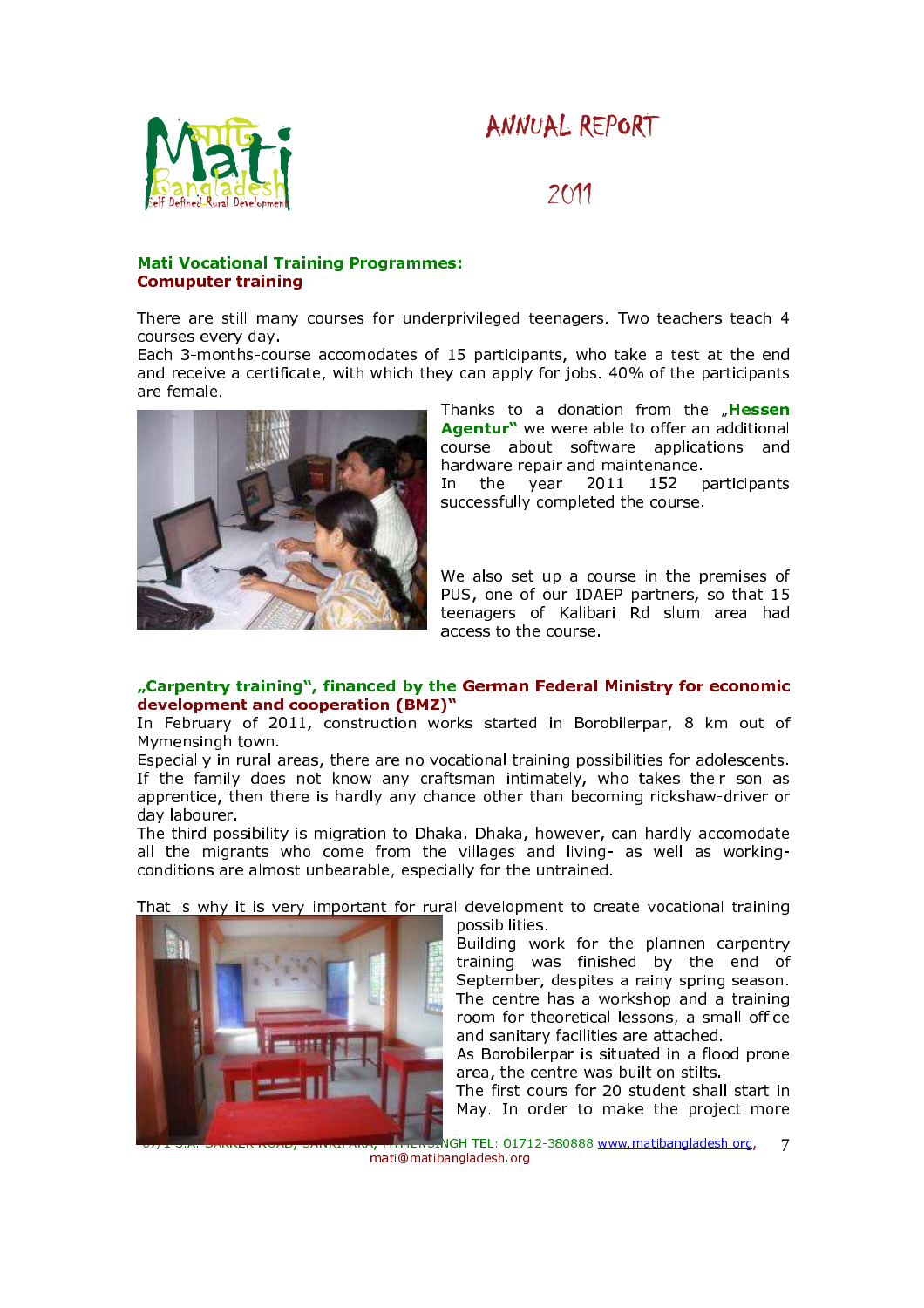## Mati Vocational Training Programmes:
## Comuputer training

There are still many courses for underprivileged teenagers. Two teachers teach 4 courses every day.
Each 3-months-course accomodates of 15 participants, who take a test at the end and receive a certificate, with which they can apply for jobs. 40% of the participants are female.

Thanks to a donation from the „**Hessen Agentur**" we were able to offer an additional course about software applications and hardware repair and maintenance.
In the year 2011 152 participants successfully completed the course.

We also set up a course in the premises of PUS, one of our IDAEP partners, so that 15 teenagers of Kalibari Rd slum area had access to the course.

## „Carpentry training", financed by the German Federal Ministry for economic development and cooperation (BMZ)"

In February of 2011, construction works started in Borobilerpar, 8 km out of Mymensingh town.
Especially in rural areas, there are no vocational training possibilities for adolescents. If the family does not know any craftsman intimately, who takes their son as apprentice, then there is hardly any chance other than becoming rickshaw-driver or day labourer.
The third possibility is migration to Dhaka. Dhaka, however, can hardly accomodate all the migrants who come from the villages and living- as well as working-conditions are almost unbearable, especially for the untrained.

That is why it is very important for rural development to create vocational training possibilities.
Building work for the plannen carpentry training was finished by the end of September, despites a rainy spring season. The centre has a workshop and a training room for theoretical lessons, a small office and sanitary facilities are attached.
As Borobilerpar is situated in a flood prone area, the centre was built on stilts.
The first cours for 20 student shall start in May. In order to make the project more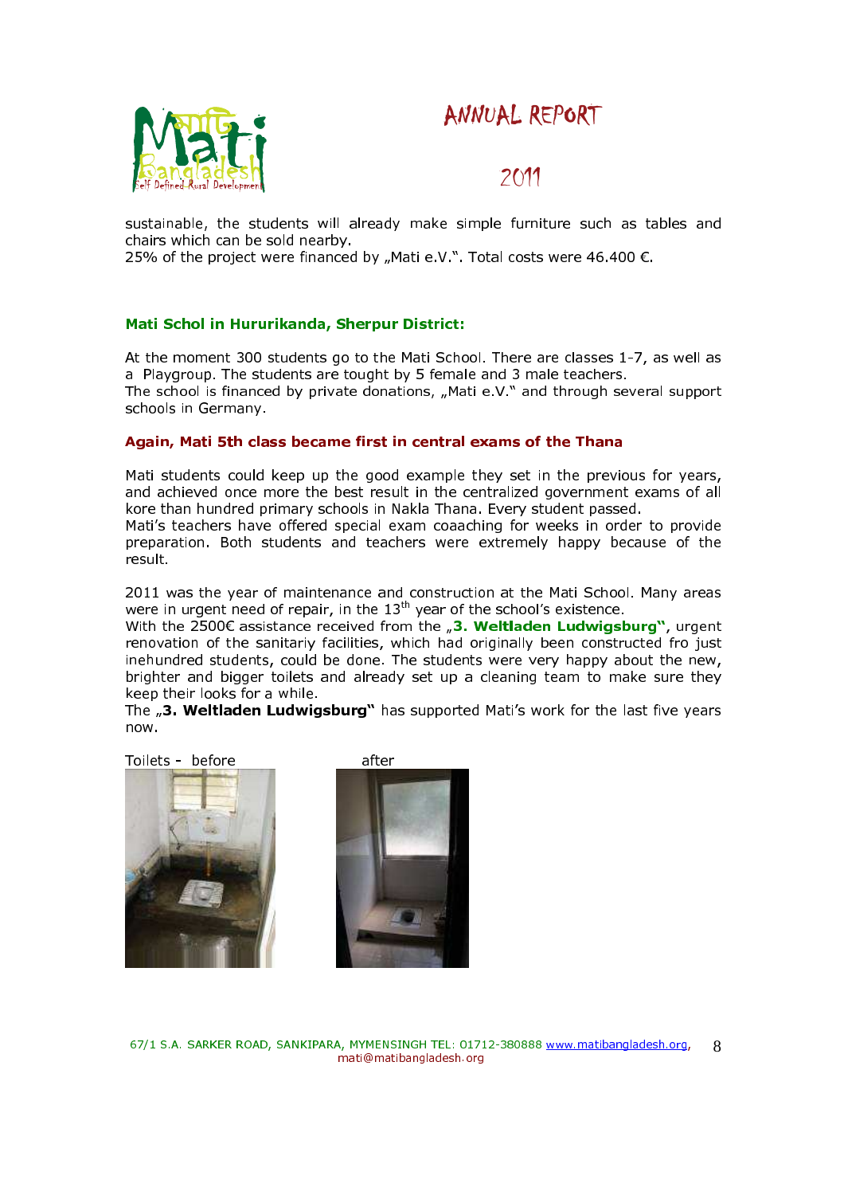sustainable, the students will already make simple furniture such as tables and chairs which can be sold nearby.
25% of the project were financed by „Mati e.V.". Total costs were 46.400 €.

### Mati Schol in Hururikanda, Sherpur District:

At the moment 300 students go to the Mati School. There are classes 1-7, as well as a Playgroup. The students are tought by 5 female and 3 male teachers.
The school is financed by private donations, „Mati e.V." and through several support schools in Germany.

### Again, Mati 5th class became first in central exams of the Thana

Mati students could keep up the good example they set in the previous for years, and achieved once more the best result in the centralized government exams of all kore than hundred primary schools in Nakla Thana. Every student passed.
Mati's teachers have offered special exam coaaching for weeks in order to provide preparation. Both students and teachers were extremely happy because of the result.

2011 was the year of maintenance and construction at the Mati School. Many areas were in urgent need of repair, in the 13th year of the school's existence.
With the 2500€ assistance received from the „**3. Weltladen Ludwigsburg**", urgent renovation of the sanitariy facilities, which had originally been constructed fro just inehundred students, could be done. The students were very happy about the new, brighter and bigger toilets and already set up a cleaning team to make sure they keep their looks for a while.
The „**3. Weltladen Ludwigsburg**" has supported Mati's work for the last five years now.

Toilets - before

after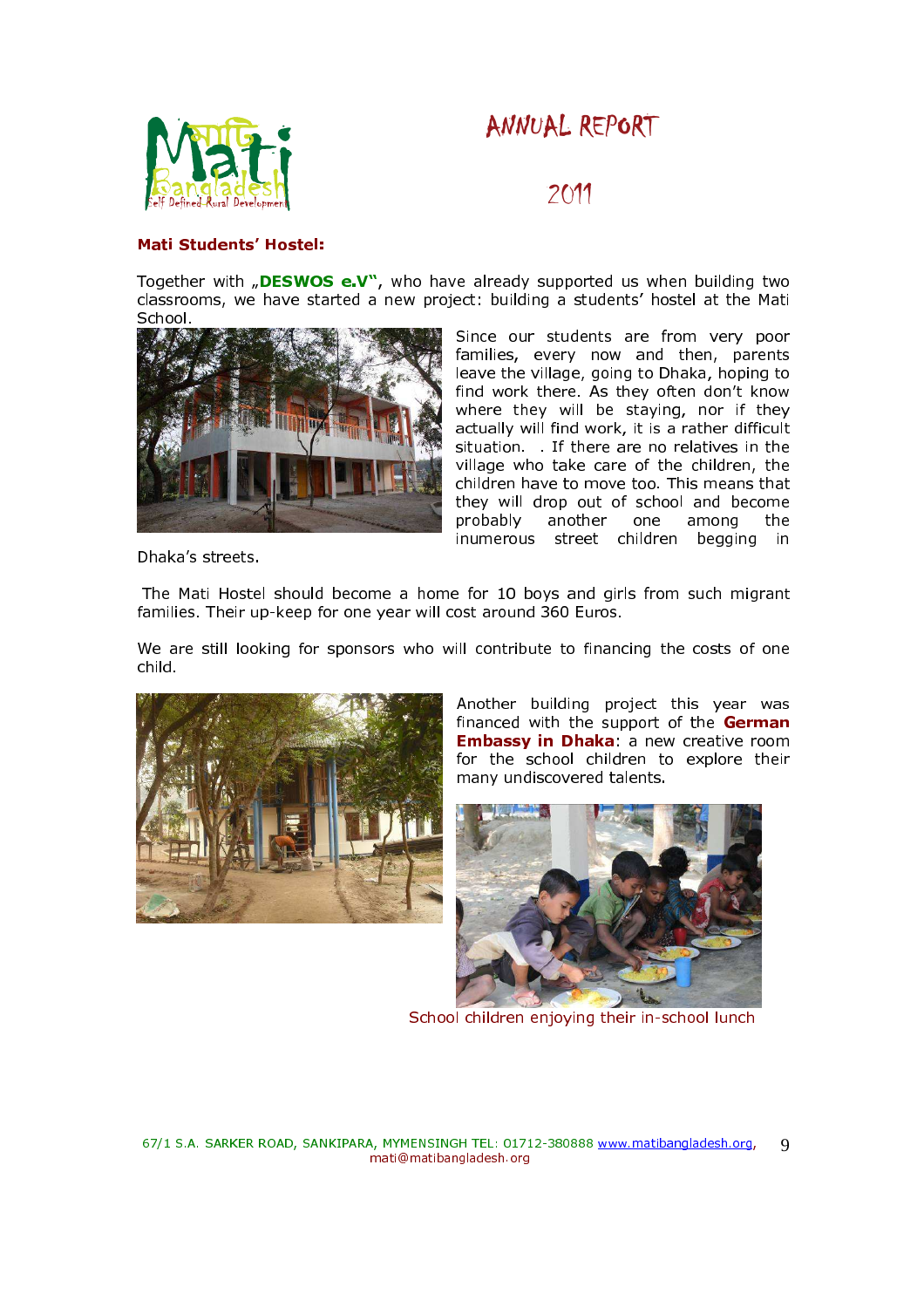## Mati Students' Hostel:

Together with „**DESWOS e.V**", who have already supported us when building two classrooms, we have started a new project: building a students' hostel at the Mati School.

Since our students are from very poor families, every now and then, parents leave the village, going to Dhaka, hoping to find work there. As they often don't know where they will be staying, nor if they actually will find work, it is a rather difficult situation. . If there are no relatives in the village who take care of the children, the children have to move too. This means that they will drop out of school and become probably another one among the inumerous street children begging in Dhaka's streets.

The Mati Hostel should become a home for 10 boys and girls from such migrant families. Their up-keep for one year will cost around 360 Euros.

We are still looking for sponsors who will contribute to financing the costs of one child.

Another building project this year was financed with the support of the **German Embassy in Dhaka**: a new creative room for the school children to explore their many undiscovered talents.

School children enjoying their in-school lunch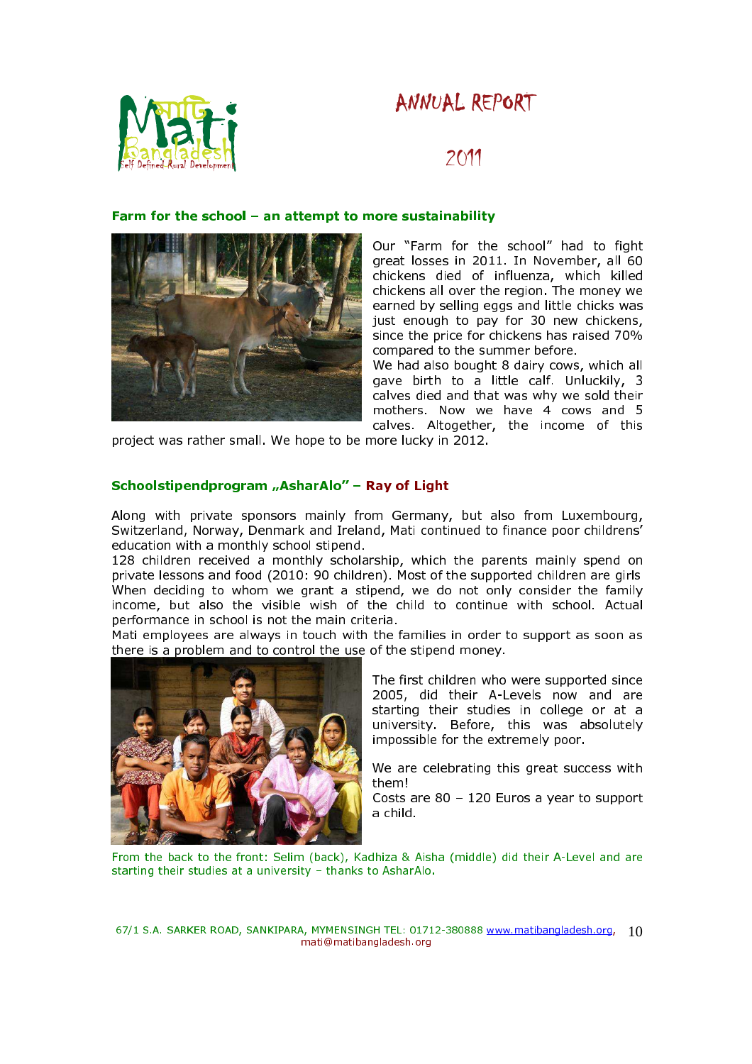## Farm for the school – an attempt to more sustainability

Our "Farm for the school" had to fight great losses in 2011. In November, all 60 chickens died of influenza, which killed chickens all over the region. The money we earned by selling eggs and little chicks was just enough to pay for 30 new chickens, since the price for chickens has raised 70% compared to the summer before.
We had also bought 8 dairy cows, which all gave birth to a little calf. Unluckily, 3 calves died and that was why we sold their mothers. Now we have 4 cows and 5 calves. Altogether, the income of this project was rather small. We hope to be more lucky in 2012.

## Schoolstipendprogram „AsharAlo" – Ray of Light

Along with private sponsors mainly from Germany, but also from Luxembourg, Switzerland, Norway, Denmark and Ireland, Mati continued to finance poor childrens' education with a monthly school stipend.
128 children received a monthly scholarship, which the parents mainly spend on private lessons and food (2010: 90 children). Most of the supported children are girls When deciding to whom we grant a stipend, we do not only consider the family income, but also the visible wish of the child to continue with school. Actual performance in school is not the main criteria.
Mati employees are always in touch with the families in order to support as soon as there is a problem and to control the use of the stipend money.

The first children who were supported since 2005, did their A-Levels now and are starting their studies in college or at a university. Before, this was absolutely impossible for the extremely poor.

We are celebrating this great success with them!
Costs are 80 – 120 Euros a year to support a child.

From the back to the front: Selim (back), Kadhiza & Aisha (middle) did their A-Level and are starting their studies at a university – thanks to AsharAlo.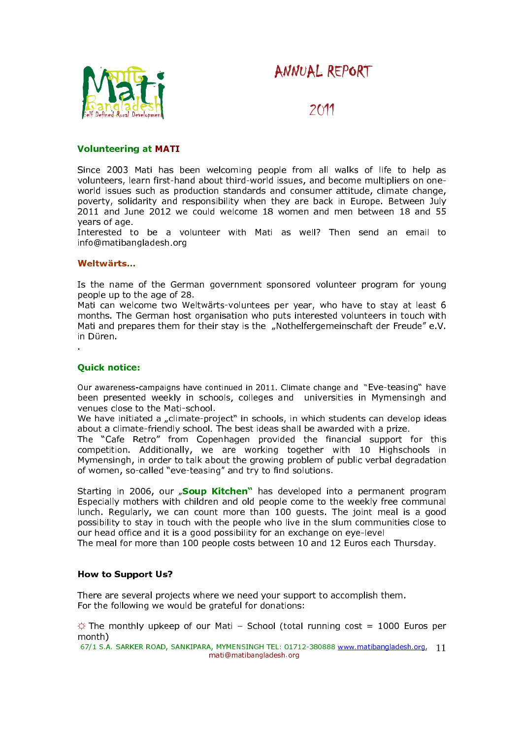# ANNUAL REPORT

# 2011

## Volunteering at MATI

Since 2003 Mati has been welcoming people from all walks of life to help as volunteers, learn first-hand about third-world issues, and become multipliers on one-world issues such as production standards and consumer attitude, climate change, poverty, solidarity and responsibility when they are back in Europe. Between July 2011 and June 2012 we could welcome 18 women and men between 18 and 55 years of age.
Interested to be a volunteer with Mati as well? Then send an email to info@matibangladesh.org

## Weltwärts...

Is the name of the German government sponsored volunteer program for young people up to the age of 28.
Mati can welcome two Weltwärts-voluntees per year, who have to stay at least 6 months. The German host organisation who puts interested volunteers in touch with Mati and prepares them for their stay is the „Nothelfergemeinschaft der Freude" e.V. in Düren.

.

## Quick notice:

Our awareness-campaigns have continued in 2011. Climate change and "Eve-teasing" have been presented weekly in schools, colleges and universities in Mymensingh and venues close to the Mati-school.
We have initiated a „climate-project" in schools, in which students can develop ideas about a climate-friendly school. The best ideas shall be awarded with a prize.
The "Cafe Retro" from Copenhagen provided the financial support for this competition. Additionally, we are working together with 10 Highschools in Mymensingh, in order to talk about the growing problem of public verbal degradation of women, so-called "eve-teasing" and try to find solutions.

Starting in 2006, our **„Soup Kitchen"** has developed into a permanent program Especially mothers with children and old people come to the weekly free communal lunch. Regularly, we can count more than 100 guests. The joint meal is a good possibility to stay in touch with the people who live in the slum communities close to our head office and it is a good possibility for an exchange on eye-level
The meal for more than 100 people costs between 10 and 12 Euros each Thursday.

## How to Support Us?

There are several projects where we need your support to accomplish them.
For the following we would be grateful for donations:

☼ The monthly upkeep of our Mati – School (total running cost = 1000 Euros per month)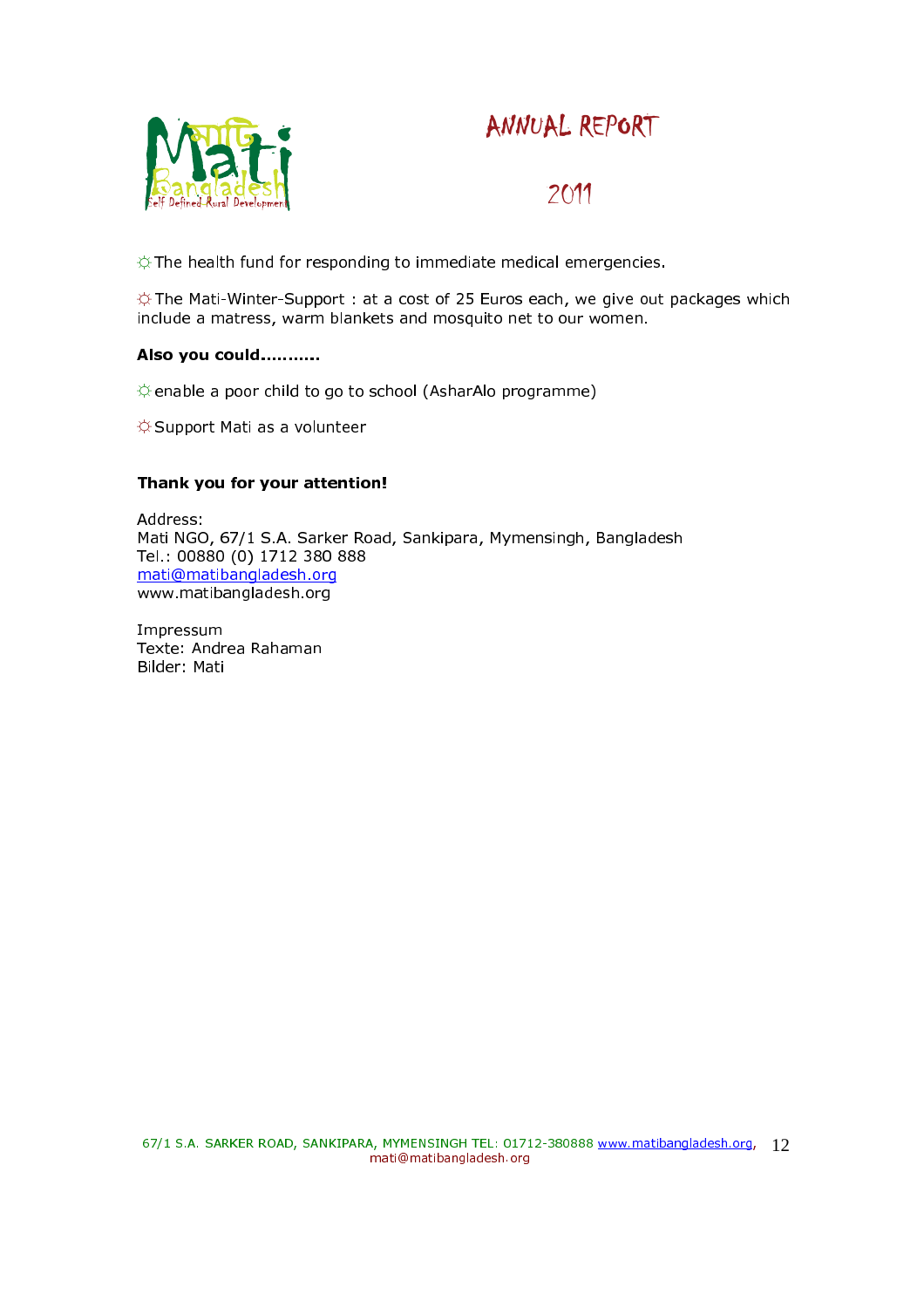☼ The health fund for responding to immediate medical emergencies.

☼ The Mati-Winter-Support : at a cost of 25 Euros each, we give out packages which include a matress, warm blankets and mosquito net to our women.

**Also you could……….**

☼ enable a poor child to go to school (AsharAlo programme)

☼ Support Mati as a volunteer

**Thank you for your attention!**

Address:
Mati NGO, 67/1 S.A. Sarker Road, Sankipara, Mymensingh, Bangladesh
Tel.: 00880 (0) 1712 380 888
mati@matibangladesh.org
www.matibangladesh.org

Impressum
Texte: Andrea Rahaman
Bilder: Mati